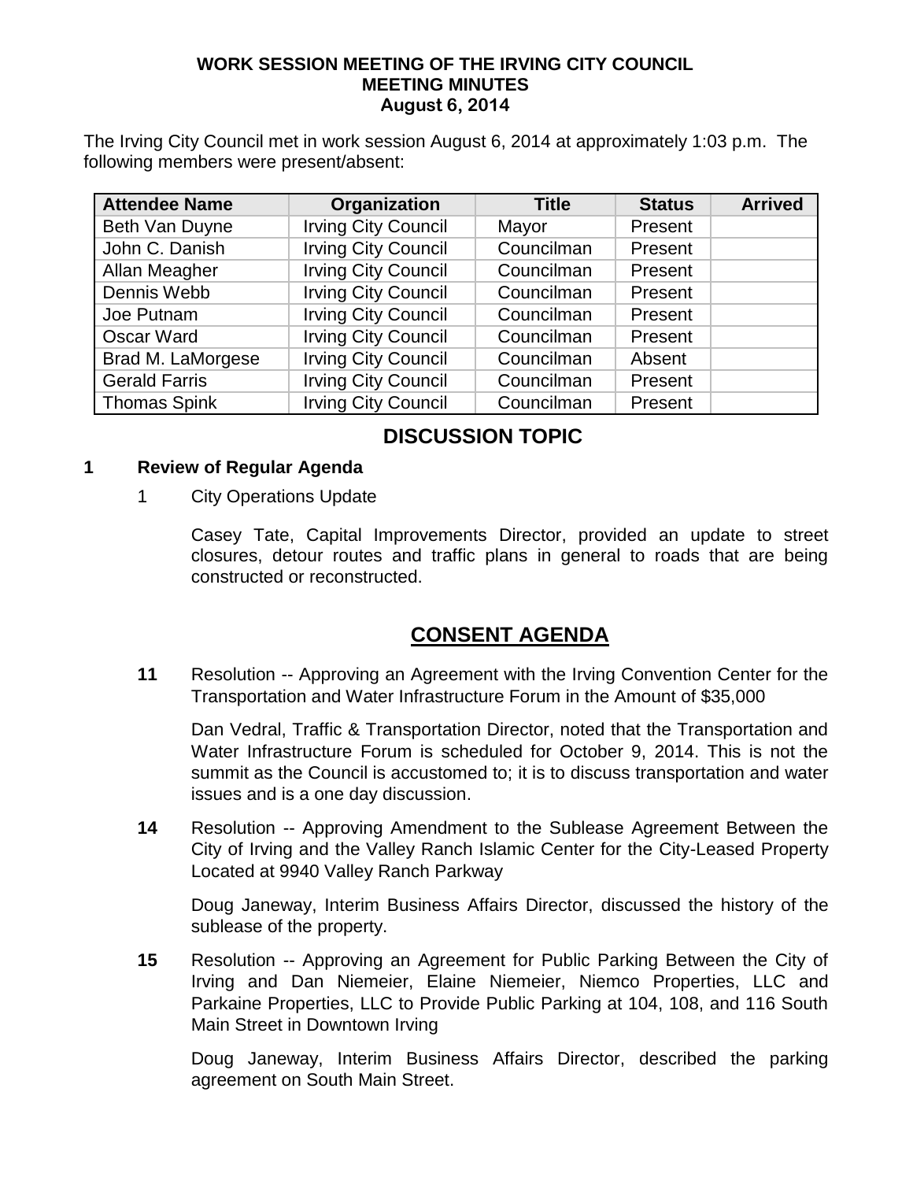**WORK SESSION MEETING OF THE IRVING CITY COUNCIL**
**MEETING MINUTES**
**August 6, 2014**

The Irving City Council met in work session August 6, 2014 at approximately 1:03 p.m. The following members were present/absent:

| Attendee Name | Organization | Title | Status | Arrived |
|---|---|---|---|---|
| Beth Van Duyne | Irving City Council | Mayor | Present | |
| John C. Danish | Irving City Council | Councilman | Present | |
| Allan Meagher | Irving City Council | Councilman | Present | |
| Dennis Webb | Irving City Council | Councilman | Present | |
| Joe Putnam | Irving City Council | Councilman | Present | |
| Oscar Ward | Irving City Council | Councilman | Present | |
| Brad M. LaMorgese | Irving City Council | Councilman | Absent | |
| Gerald Farris | Irving City Council | Councilman | Present | |
| Thomas Spink | Irving City Council | Councilman | Present | |

## DISCUSSION TOPIC

**1 Review of Regular Agenda**

1 City Operations Update

Casey Tate, Capital Improvements Director, provided an update to street closures, detour routes and traffic plans in general to roads that are being constructed or reconstructed.

## CONSENT AGENDA

**11** Resolution -- Approving an Agreement with the Irving Convention Center for the Transportation and Water Infrastructure Forum in the Amount of $35,000

Dan Vedral, Traffic & Transportation Director, noted that the Transportation and Water Infrastructure Forum is scheduled for October 9, 2014. This is not the summit as the Council is accustomed to; it is to discuss transportation and water issues and is a one day discussion.

**14** Resolution -- Approving Amendment to the Sublease Agreement Between the City of Irving and the Valley Ranch Islamic Center for the City-Leased Property Located at 9940 Valley Ranch Parkway

Doug Janeway, Interim Business Affairs Director, discussed the history of the sublease of the property.

**15** Resolution -- Approving an Agreement for Public Parking Between the City of Irving and Dan Niemeier, Elaine Niemeier, Niemco Properties, LLC and Parkaine Properties, LLC to Provide Public Parking at 104, 108, and 116 South Main Street in Downtown Irving

Doug Janeway, Interim Business Affairs Director, described the parking agreement on South Main Street.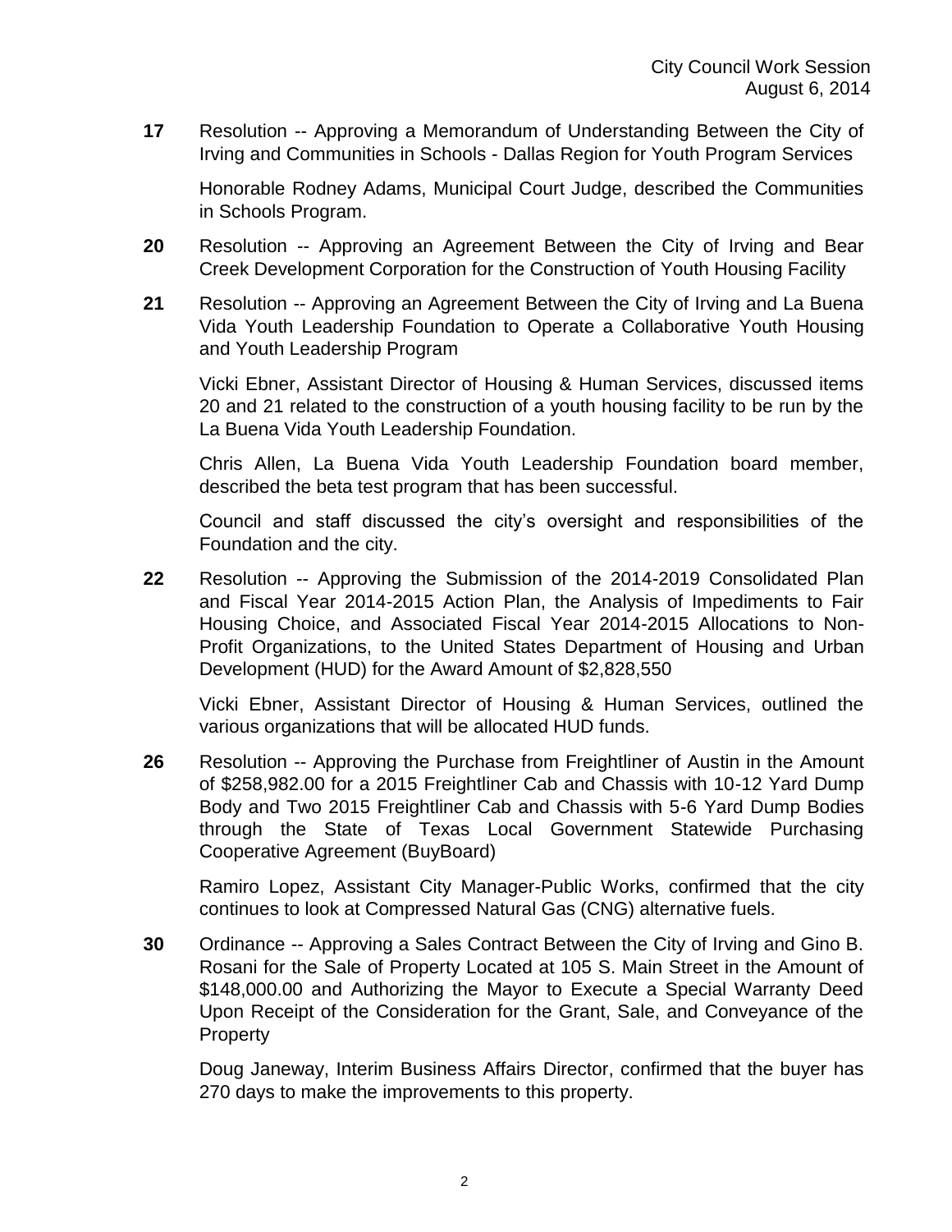**17** Resolution -- Approving a Memorandum of Understanding Between the City of Irving and Communities in Schools - Dallas Region for Youth Program Services

Honorable Rodney Adams, Municipal Court Judge, described the Communities in Schools Program.

**20** Resolution -- Approving an Agreement Between the City of Irving and Bear Creek Development Corporation for the Construction of Youth Housing Facility

**21** Resolution -- Approving an Agreement Between the City of Irving and La Buena Vida Youth Leadership Foundation to Operate a Collaborative Youth Housing and Youth Leadership Program

Vicki Ebner, Assistant Director of Housing & Human Services, discussed items 20 and 21 related to the construction of a youth housing facility to be run by the La Buena Vida Youth Leadership Foundation.

Chris Allen, La Buena Vida Youth Leadership Foundation board member, described the beta test program that has been successful.

Council and staff discussed the city's oversight and responsibilities of the Foundation and the city.

**22** Resolution -- Approving the Submission of the 2014-2019 Consolidated Plan and Fiscal Year 2014-2015 Action Plan, the Analysis of Impediments to Fair Housing Choice, and Associated Fiscal Year 2014-2015 Allocations to Non-Profit Organizations, to the United States Department of Housing and Urban Development (HUD) for the Award Amount of $2,828,550

Vicki Ebner, Assistant Director of Housing & Human Services, outlined the various organizations that will be allocated HUD funds.

**26** Resolution -- Approving the Purchase from Freightliner of Austin in the Amount of $258,982.00 for a 2015 Freightliner Cab and Chassis with 10-12 Yard Dump Body and Two 2015 Freightliner Cab and Chassis with 5-6 Yard Dump Bodies through the State of Texas Local Government Statewide Purchasing Cooperative Agreement (BuyBoard)

Ramiro Lopez, Assistant City Manager-Public Works, confirmed that the city continues to look at Compressed Natural Gas (CNG) alternative fuels.

**30** Ordinance -- Approving a Sales Contract Between the City of Irving and Gino B. Rosani for the Sale of Property Located at 105 S. Main Street in the Amount of $148,000.00 and Authorizing the Mayor to Execute a Special Warranty Deed Upon Receipt of the Consideration for the Grant, Sale, and Conveyance of the Property

Doug Janeway, Interim Business Affairs Director, confirmed that the buyer has 270 days to make the improvements to this property.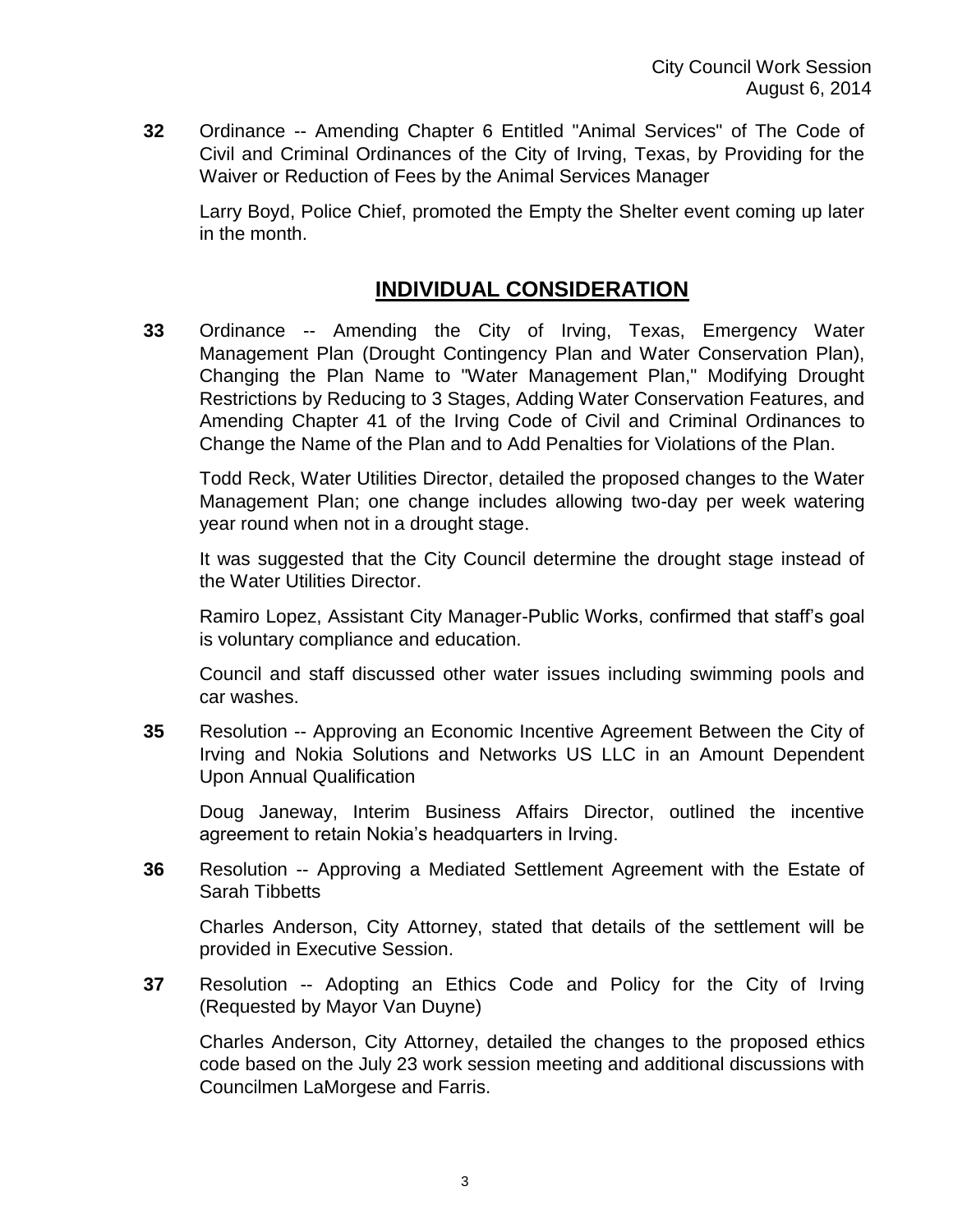**32** Ordinance -- Amending Chapter 6 Entitled "Animal Services" of The Code of Civil and Criminal Ordinances of the City of Irving, Texas, by Providing for the Waiver or Reduction of Fees by the Animal Services Manager

Larry Boyd, Police Chief, promoted the Empty the Shelter event coming up later in the month.

## INDIVIDUAL CONSIDERATION

**33** Ordinance -- Amending the City of Irving, Texas, Emergency Water Management Plan (Drought Contingency Plan and Water Conservation Plan), Changing the Plan Name to "Water Management Plan," Modifying Drought Restrictions by Reducing to 3 Stages, Adding Water Conservation Features, and Amending Chapter 41 of the Irving Code of Civil and Criminal Ordinances to Change the Name of the Plan and to Add Penalties for Violations of the Plan.

Todd Reck, Water Utilities Director, detailed the proposed changes to the Water Management Plan; one change includes allowing two-day per week watering year round when not in a drought stage.

It was suggested that the City Council determine the drought stage instead of the Water Utilities Director.

Ramiro Lopez, Assistant City Manager-Public Works, confirmed that staff's goal is voluntary compliance and education.

Council and staff discussed other water issues including swimming pools and car washes.

**35** Resolution -- Approving an Economic Incentive Agreement Between the City of Irving and Nokia Solutions and Networks US LLC in an Amount Dependent Upon Annual Qualification

Doug Janeway, Interim Business Affairs Director, outlined the incentive agreement to retain Nokia's headquarters in Irving.

**36** Resolution -- Approving a Mediated Settlement Agreement with the Estate of Sarah Tibbetts

Charles Anderson, City Attorney, stated that details of the settlement will be provided in Executive Session.

**37** Resolution -- Adopting an Ethics Code and Policy for the City of Irving (Requested by Mayor Van Duyne)

Charles Anderson, City Attorney, detailed the changes to the proposed ethics code based on the July 23 work session meeting and additional discussions with Councilmen LaMorgese and Farris.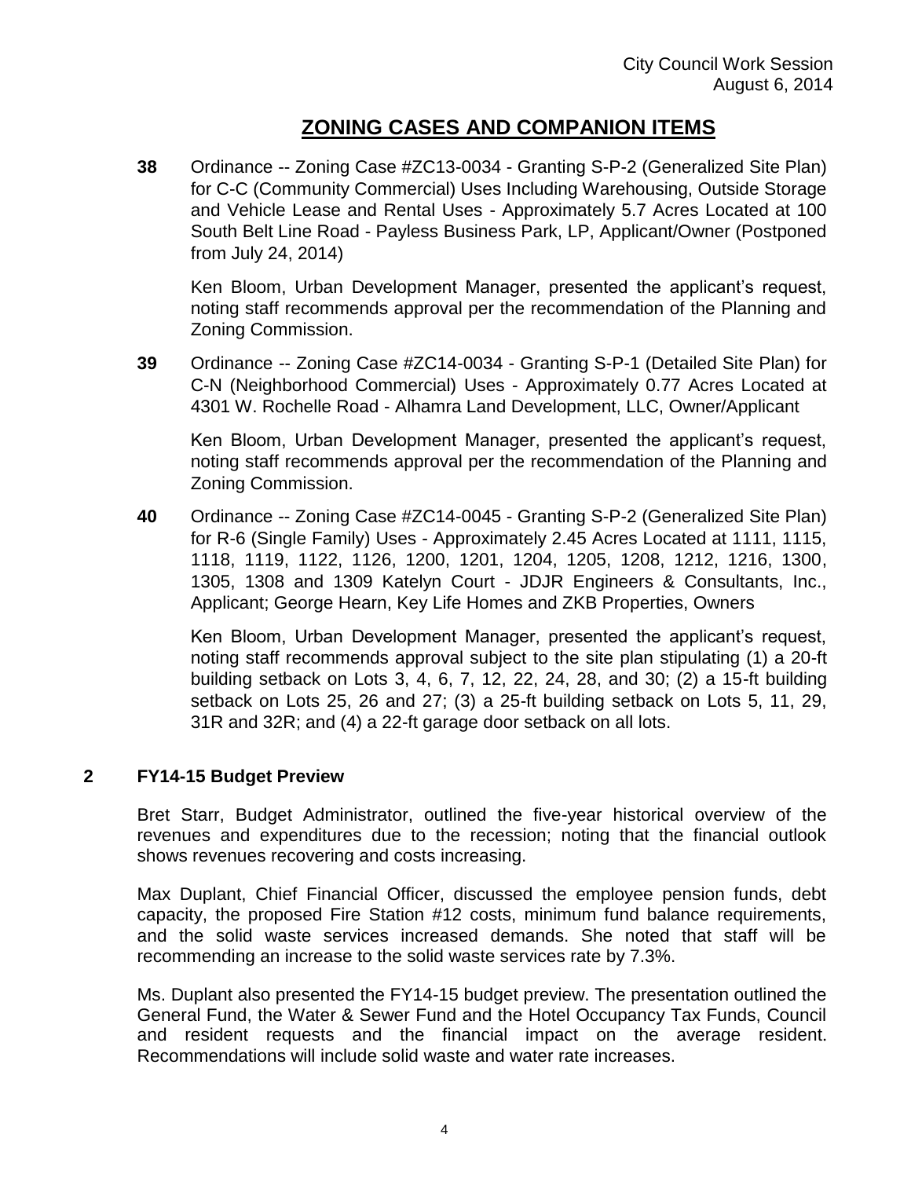## ZONING CASES AND COMPANION ITEMS

**38** Ordinance -- Zoning Case #ZC13-0034 - Granting S-P-2 (Generalized Site Plan) for C-C (Community Commercial) Uses Including Warehousing, Outside Storage and Vehicle Lease and Rental Uses - Approximately 5.7 Acres Located at 100 South Belt Line Road - Payless Business Park, LP, Applicant/Owner (Postponed from July 24, 2014)

Ken Bloom, Urban Development Manager, presented the applicant's request, noting staff recommends approval per the recommendation of the Planning and Zoning Commission.

**39** Ordinance -- Zoning Case #ZC14-0034 - Granting S-P-1 (Detailed Site Plan) for C-N (Neighborhood Commercial) Uses - Approximately 0.77 Acres Located at 4301 W. Rochelle Road - Alhamra Land Development, LLC, Owner/Applicant

Ken Bloom, Urban Development Manager, presented the applicant's request, noting staff recommends approval per the recommendation of the Planning and Zoning Commission.

**40** Ordinance -- Zoning Case #ZC14-0045 - Granting S-P-2 (Generalized Site Plan) for R-6 (Single Family) Uses - Approximately 2.45 Acres Located at 1111, 1115, 1118, 1119, 1122, 1126, 1200, 1201, 1204, 1205, 1208, 1212, 1216, 1300, 1305, 1308 and 1309 Katelyn Court - JDJR Engineers & Consultants, Inc., Applicant; George Hearn, Key Life Homes and ZKB Properties, Owners

Ken Bloom, Urban Development Manager, presented the applicant's request, noting staff recommends approval subject to the site plan stipulating (1) a 20-ft building setback on Lots 3, 4, 6, 7, 12, 22, 24, 28, and 30; (2) a 15-ft building setback on Lots 25, 26 and 27; (3) a 25-ft building setback on Lots 5, 11, 29, 31R and 32R; and (4) a 22-ft garage door setback on all lots.

## 2 FY14-15 Budget Preview

Bret Starr, Budget Administrator, outlined the five-year historical overview of the revenues and expenditures due to the recession; noting that the financial outlook shows revenues recovering and costs increasing.

Max Duplant, Chief Financial Officer, discussed the employee pension funds, debt capacity, the proposed Fire Station #12 costs, minimum fund balance requirements, and the solid waste services increased demands. She noted that staff will be recommending an increase to the solid waste services rate by 7.3%.

Ms. Duplant also presented the FY14-15 budget preview. The presentation outlined the General Fund, the Water & Sewer Fund and the Hotel Occupancy Tax Funds, Council and resident requests and the financial impact on the average resident. Recommendations will include solid waste and water rate increases.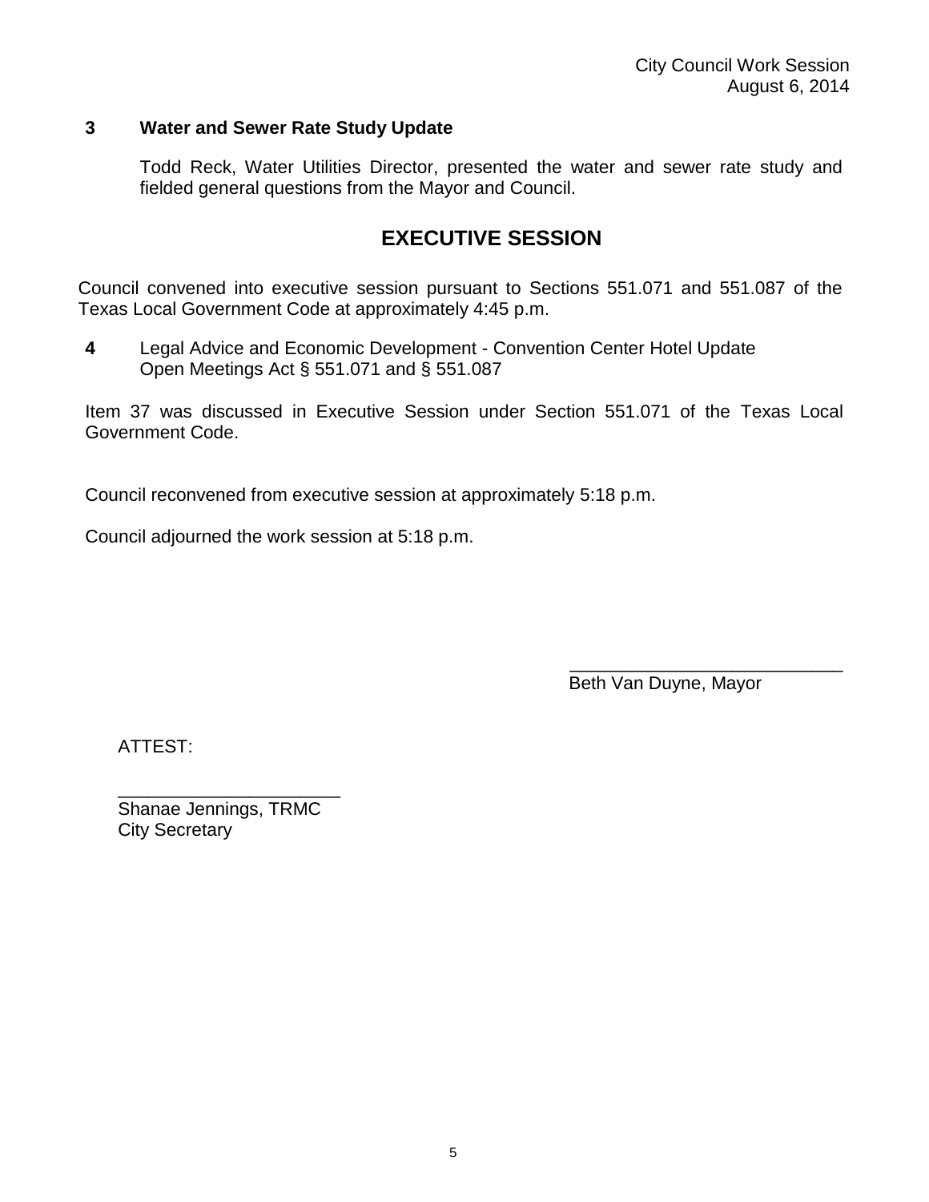**3 Water and Sewer Rate Study Update**

Todd Reck, Water Utilities Director, presented the water and sewer rate study and fielded general questions from the Mayor and Council.

## EXECUTIVE SESSION

Council convened into executive session pursuant to Sections 551.071 and 551.087 of the Texas Local Government Code at approximately 4:45 p.m.

**4** Legal Advice and Economic Development - Convention Center Hotel Update
Open Meetings Act § 551.071 and § 551.087

Item 37 was discussed in Executive Session under Section 551.071 of the Texas Local Government Code.

Council reconvened from executive session at approximately 5:18 p.m.

Council adjourned the work session at 5:18 p.m.

\_\_\_\_\_\_\_\_\_\_\_\_\_\_\_\_\_\_\_\_\_\_\_\_\_\_\_\_
Beth Van Duyne, Mayor

ATTEST:

\_\_\_\_\_\_\_\_\_\_\_\_\_\_\_\_\_\_\_\_\_\_\_
Shanae Jennings, TRMC
City Secretary